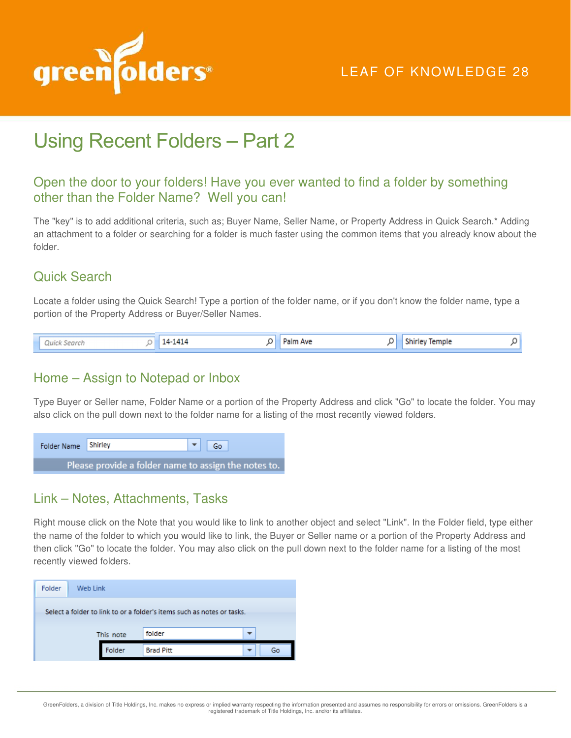LEAF OF KNOWLEDGE 28

# Using Recent Folders – Part 2

## Open the door to your folders! Have you ever wanted to find a folder by something other than the Folder Name? Well you can!

The "key" is to add additional criteria, such as; Buyer Name, Seller Name, or Property Address in Quick Search.* Adding an attachment to a folder or searching for a folder is much faster using the common items that you already know about the folder.

### Quick Search

Locate a folder using the Quick Search! Type a portion of the folder name, or if you don't know the folder name, type a portion of the Property Address or Buyer/Seller Names.

Quick Search | 14-1414 | Palm Ave | Shirley Temple

### Home – Assign to Notepad or Inbox

Type Buyer or Seller name, Folder Name or a portion of the Property Address and click "Go" to locate the folder. You may also click on the pull down next to the folder name for a listing of the most recently viewed folders.

Folder Name: Shirley — Go

Please provide a folder name to assign the notes to.

### Link – Notes, Attachments, Tasks

Right mouse click on the Note that you would like to link to another object and select "Link". In the Folder field, type either the name of the folder to which you would like to link, the Buyer or Seller name or a portion of the Property Address and then click "Go" to locate the folder. You may also click on the pull down next to the folder name for a listing of the most recently viewed folders.

Folder | Web Link

Select a folder to link to or a folder's items such as notes or tasks.

This note: folder

Folder: Brad Pitt — Go

GreenFolders, a division of Title Holdings, Inc. makes no express or implied warranty respecting the information presented and assumes no responsibility for errors or omissions. GreenFolders is a registered trademark of Title Holdings, Inc. and/or its affiliates.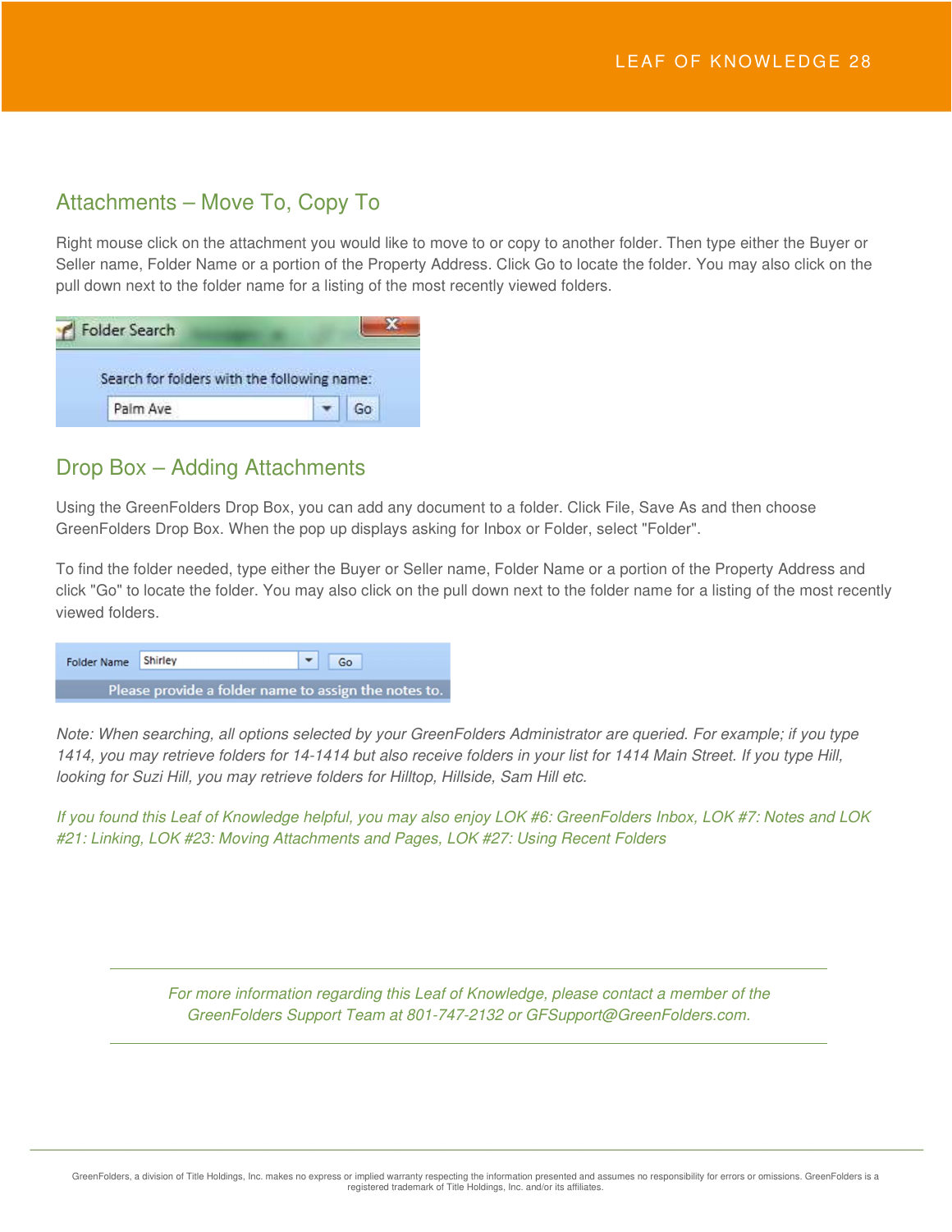## Attachments – Move To, Copy To

Right mouse click on the attachment you would like to move to or copy to another folder. Then type either the Buyer or Seller name, Folder Name or a portion of the Property Address. Click Go to locate the folder. You may also click on the pull down next to the folder name for a listing of the most recently viewed folders.

## Drop Box – Adding Attachments

Using the GreenFolders Drop Box, you can add any document to a folder. Click File, Save As and then choose GreenFolders Drop Box. When the pop up displays asking for Inbox or Folder, select "Folder".

To find the folder needed, type either the Buyer or Seller name, Folder Name or a portion of the Property Address and click "Go" to locate the folder. You may also click on the pull down next to the folder name for a listing of the most recently viewed folders.

*Note: When searching, all options selected by your GreenFolders Administrator are queried. For example; if you type 1414, you may retrieve folders for 14-1414 but also receive folders in your list for 1414 Main Street. If you type Hill, looking for Suzi Hill, you may retrieve folders for Hilltop, Hillside, Sam Hill etc.*

*If you found this Leaf of Knowledge helpful, you may also enjoy LOK #6: GreenFolders Inbox, LOK #7: Notes and LOK #21: Linking, LOK #23: Moving Attachments and Pages, LOK #27: Using Recent Folders*

---

*For more information regarding this Leaf of Knowledge, please contact a member of the GreenFolders Support Team at 801-747-2132 or GFSupport@GreenFolders.com.*

---

GreenFolders, a division of Title Holdings, Inc. makes no express or implied warranty respecting the information presented and assumes no responsibility for errors or omissions. GreenFolders is a registered trademark of Title Holdings, Inc. and/or its affiliates.